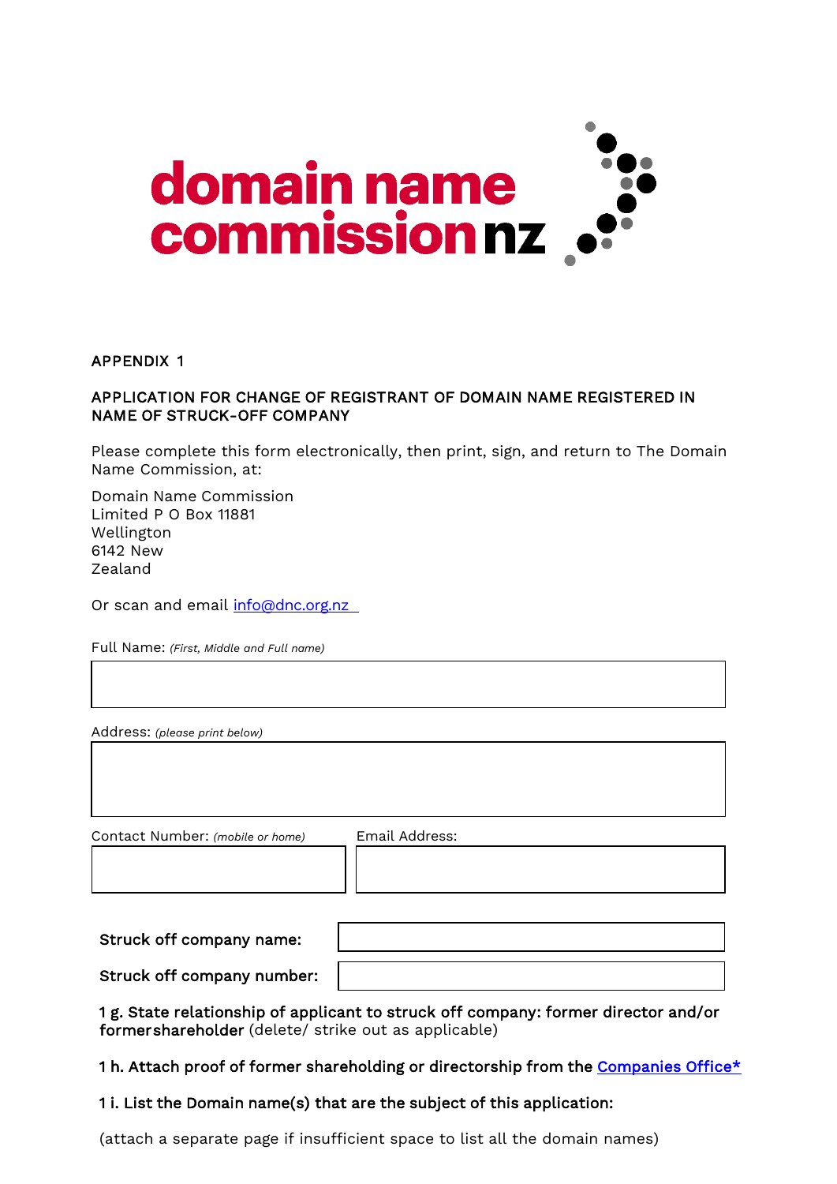domain name commission nz

APPENDIX 1

## APPLICATION FOR CHANGE OF REGISTRANT OF DOMAIN NAME REGISTERED IN NAME OF STRUCK-OFF COMPANY

Please complete this form electronically, then print, sign, and return to The Domain Name Commission, at:

Domain Name Commission
Limited P O Box 11881
Wellington
6142 New
Zealand

Or scan and email [info@dnc.org.nz](mailto:info@dnc.org.nz)

Full Name: *(First, Middle and Full name)*

| |
|---|
| |

Address: *(please print below)*

| |
|---|
| |

| Contact Number: *(mobile or home)* | Email Address: |
|---|---|
| | |

| | |
|---|---|
| **Struck off company name:** | |
| **Struck off company number:** | |

**1 g. State relationship of applicant to struck off company: former director and/or formershareholder** (delete/ strike out as applicable)

**1 h. Attach proof of former shareholding or directorship from the [Companies Office*]()**

**1 i. List the Domain name(s) that are the subject of this application:**

(attach a separate page if insufficient space to list all the domain names)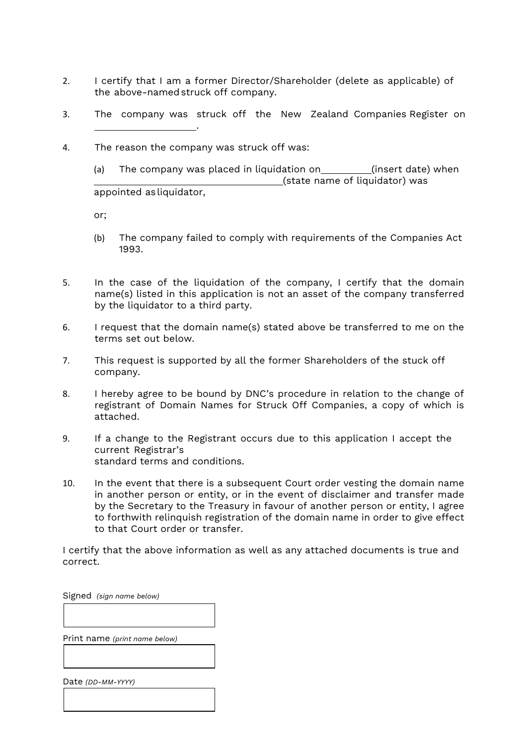2. I certify that I am a former Director/Shareholder (delete as applicable) of the above-named struck off company.

3. The company was struck off the New Zealand Companies Register on ____________________.

4. The reason the company was struck off was:

   (a) The company was placed in liquidation on__________(insert date) when ______________________________________(state name of liquidator) was appointed as liquidator,

   or;

   (b) The company failed to comply with requirements of the Companies Act 1993.

5. In the case of the liquidation of the company, I certify that the domain name(s) listed in this application is not an asset of the company transferred by the liquidator to a third party.

6. I request that the domain name(s) stated above be transferred to me on the terms set out below.

7. This request is supported by all the former Shareholders of the stuck off company.

8. I hereby agree to be bound by DNC's procedure in relation to the change of registrant of Domain Names for Struck Off Companies, a copy of which is attached.

9. If a change to the Registrant occurs due to this application I accept the current Registrar's standard terms and conditions.

10. In the event that there is a subsequent Court order vesting the domain name in another person or entity, or in the event of disclaimer and transfer made by the Secretary to the Treasury in favour of another person or entity, I agree to forthwith relinquish registration of the domain name in order to give effect to that Court order or transfer.

I certify that the above information as well as any attached documents is true and correct.

Signed *(sign name below)*

Print name *(print name below)*

Date *(DD-MM-YYYY)*